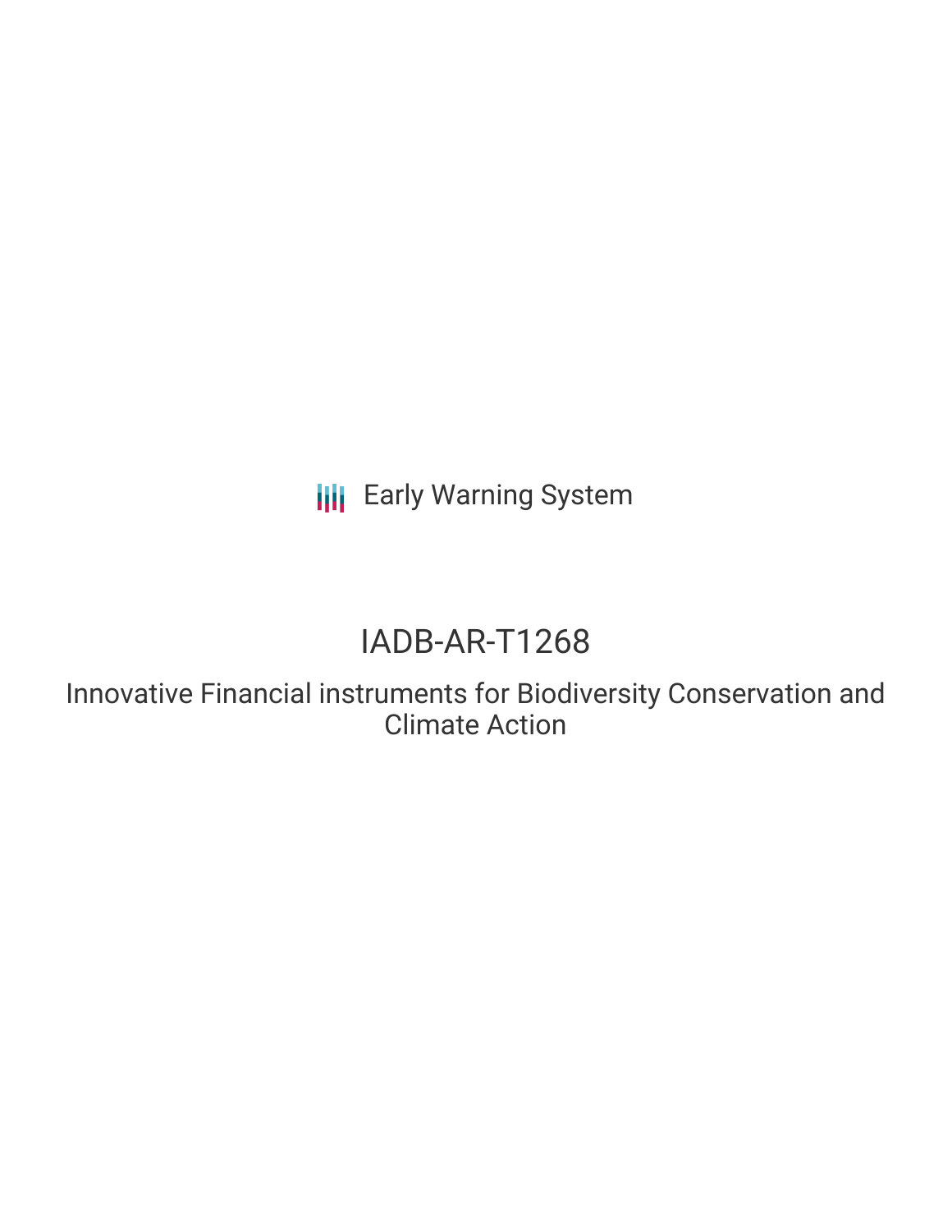Early Warning System

# IADB-AR-T1268

## Innovative Financial instruments for Biodiversity Conservation and Climate Action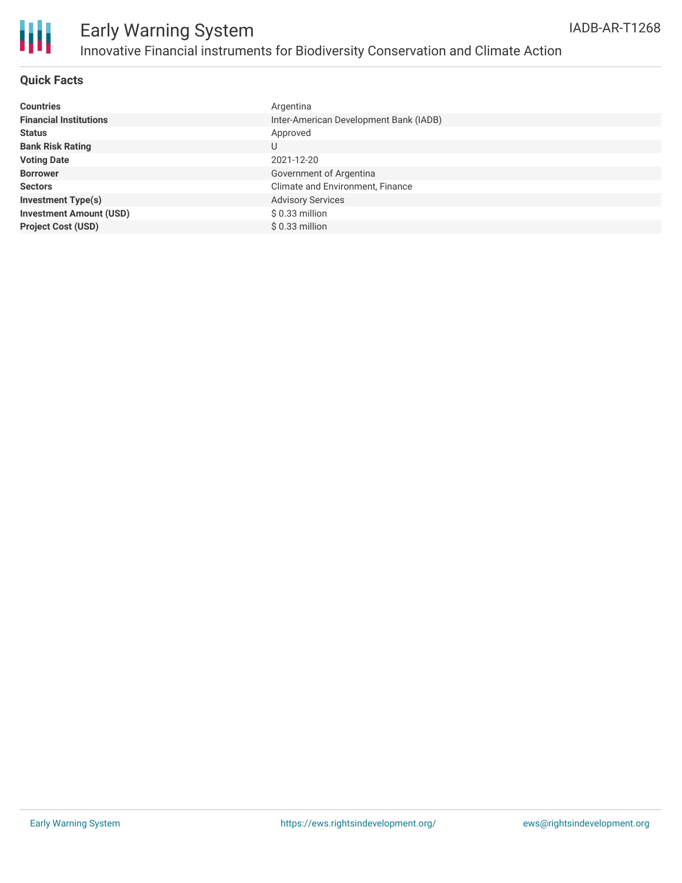# Early Warning System

## Innovative Financial instruments for Biodiversity Conservation and Climate Action

IADB-AR-T1268

### Quick Facts

| | |
|---|---|
| **Countries** | Argentina |
| **Financial Institutions** | Inter-American Development Bank (IADB) |
| **Status** | Approved |
| **Bank Risk Rating** | U |
| **Voting Date** | 2021-12-20 |
| **Borrower** | Government of Argentina |
| **Sectors** | Climate and Environment, Finance |
| **Investment Type(s)** | Advisory Services |
| **Investment Amount (USD)** | $ 0.33 million |
| **Project Cost (USD)** | $ 0.33 million |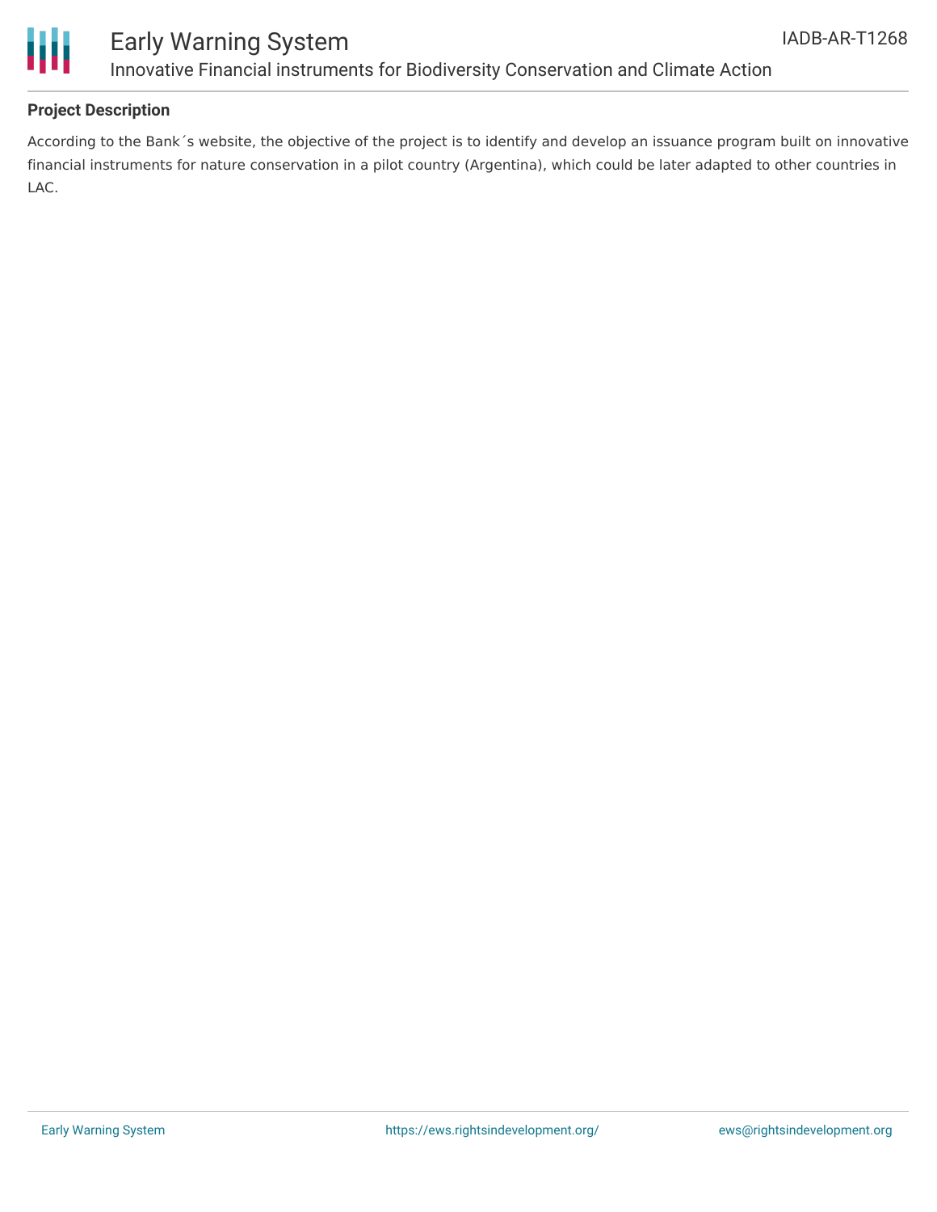## Project Description

According to the Bank´s website, the objective of the project is to identify and develop an issuance program built on innovative financial instruments for nature conservation in a pilot country (Argentina), which could be later adapted to other countries in LAC.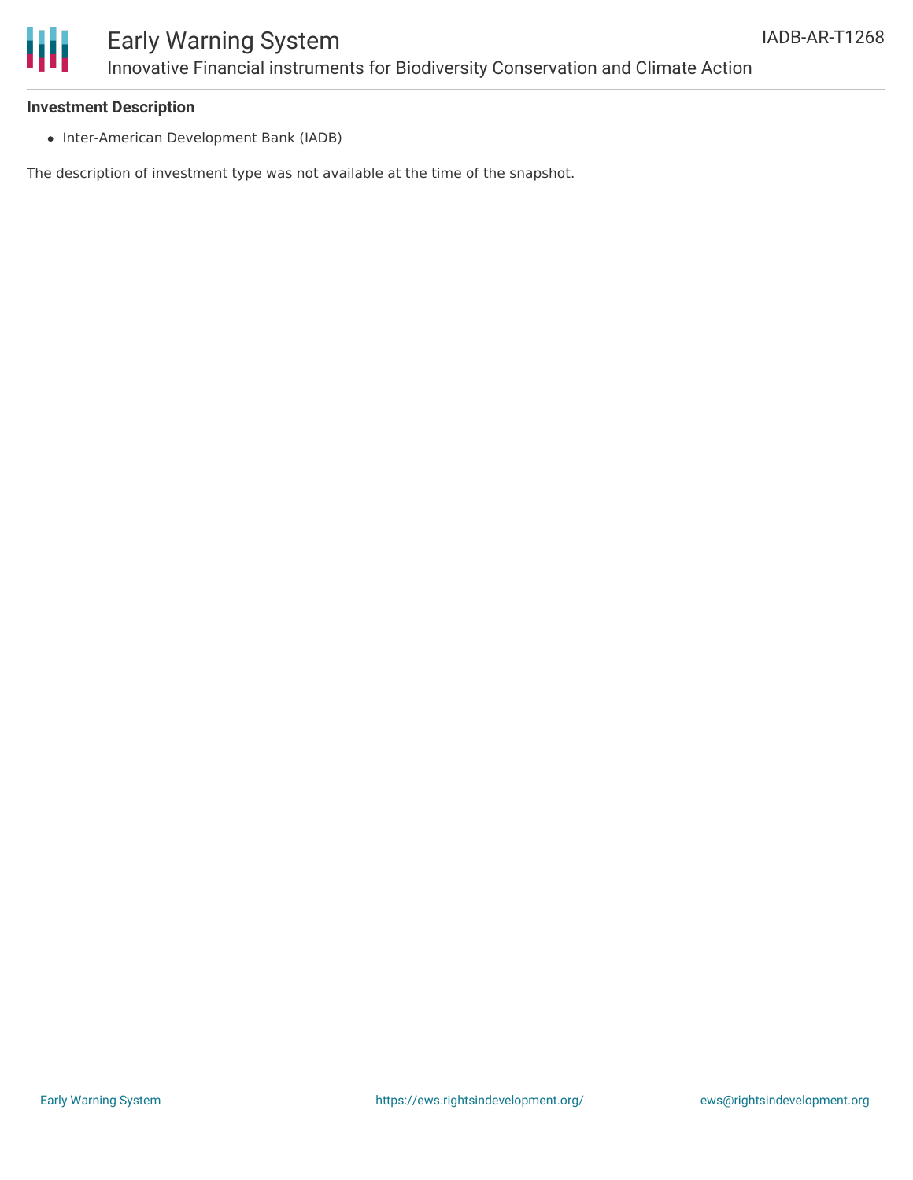### Investment Description

- Inter-American Development Bank (IADB)

The description of investment type was not available at the time of the snapshot.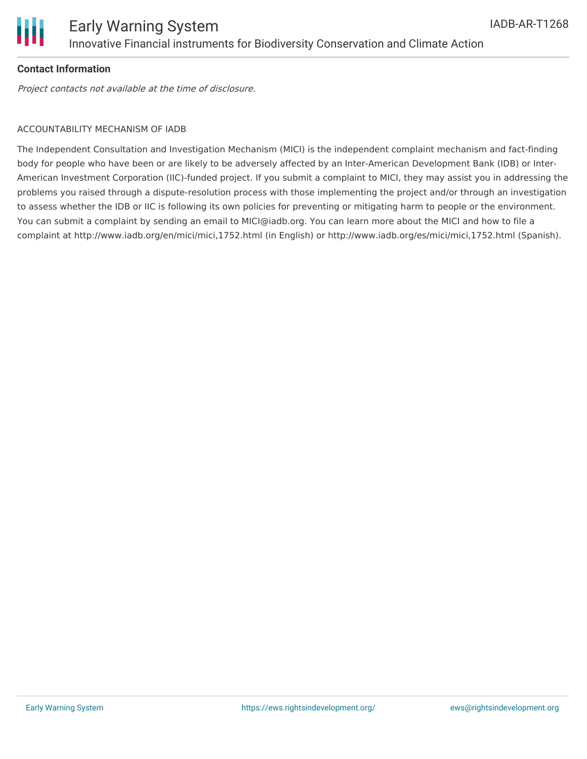**Contact Information**

*Project contacts not available at the time of disclosure.*

ACCOUNTABILITY MECHANISM OF IADB

The Independent Consultation and Investigation Mechanism (MICI) is the independent complaint mechanism and fact-finding body for people who have been or are likely to be adversely affected by an Inter-American Development Bank (IDB) or Inter-American Investment Corporation (IIC)-funded project. If you submit a complaint to MICI, they may assist you in addressing the problems you raised through a dispute-resolution process with those implementing the project and/or through an investigation to assess whether the IDB or IIC is following its own policies for preventing or mitigating harm to people or the environment. You can submit a complaint by sending an email to MICI@iadb.org. You can learn more about the MICI and how to file a complaint at http://www.iadb.org/en/mici/mici,1752.html (in English) or http://www.iadb.org/es/mici/mici,1752.html (Spanish).